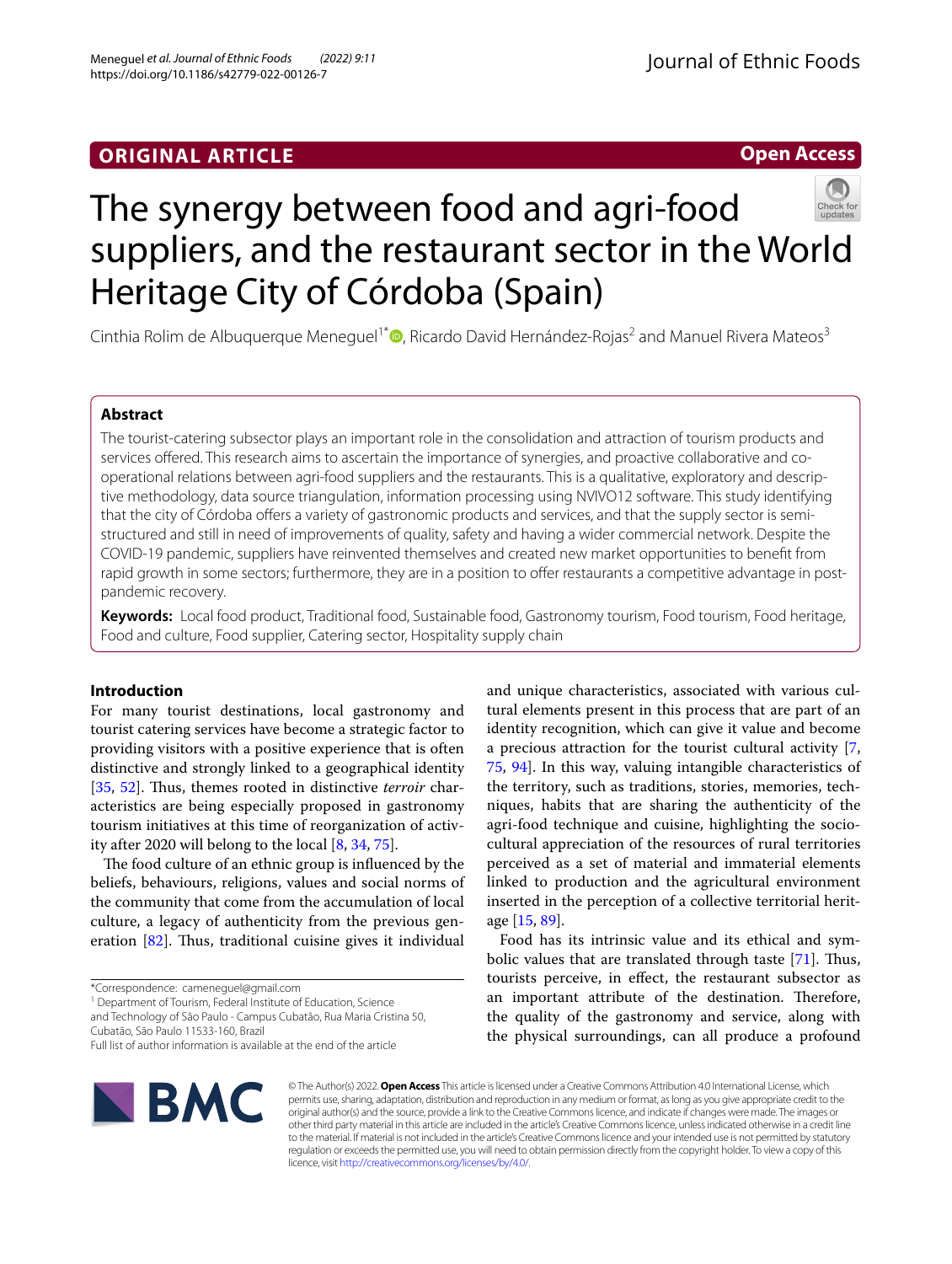ORIGINAL ARTICLE

Open Access

# The synergy between food and agri-food suppliers, and the restaurant sector in the World Heritage City of Córdoba (Spain)

Cinthia Rolim de Albuquerque Meneguel[1*], Ricardo David Hernández-Rojas[2] and Manuel Rivera Mateos[3]

## Abstract

The tourist-catering subsector plays an important role in the consolidation and attraction of tourism products and services offered. This research aims to ascertain the importance of synergies, and proactive collaborative and co-operational relations between agri-food suppliers and the restaurants. This is a qualitative, exploratory and descriptive methodology, data source triangulation, information processing using NVIVO12 software. This study identifying that the city of Córdoba offers a variety of gastronomic products and services, and that the supply sector is semi-structured and still in need of improvements of quality, safety and having a wider commercial network. Despite the COVID-19 pandemic, suppliers have reinvented themselves and created new market opportunities to benefit from rapid growth in some sectors; furthermore, they are in a position to offer restaurants a competitive advantage in post-pandemic recovery.

**Keywords:** Local food product, Traditional food, Sustainable food, Gastronomy tourism, Food tourism, Food heritage, Food and culture, Food supplier, Catering sector, Hospitality supply chain

## Introduction

For many tourist destinations, local gastronomy and tourist catering services have become a strategic factor to providing visitors with a positive experience that is often distinctive and strongly linked to a geographical identity [35, 52]. Thus, themes rooted in distinctive *terroir* characteristics are being especially proposed in gastronomy tourism initiatives at this time of reorganization of activity after 2020 will belong to the local [8, 34, 75].

The food culture of an ethnic group is influenced by the beliefs, behaviours, religions, values and social norms of the community that come from the accumulation of local culture, a legacy of authenticity from the previous generation [82]. Thus, traditional cuisine gives it individual and unique characteristics, associated with various cultural elements present in this process that are part of an identity recognition, which can give it value and become a precious attraction for the tourist cultural activity [7, 75, 94]. In this way, valuing intangible characteristics of the territory, such as traditions, stories, memories, techniques, habits that are sharing the authenticity of the agri-food technique and cuisine, highlighting the socio-cultural appreciation of the resources of rural territories perceived as a set of material and immaterial elements linked to production and the agricultural environment inserted in the perception of a collective territorial heritage [15, 89].

Food has its intrinsic value and its ethical and symbolic values that are translated through taste [71]. Thus, tourists perceive, in effect, the restaurant subsector as an important attribute of the destination. Therefore, the quality of the gastronomy and service, along with the physical surroundings, can all produce a profound

*Correspondence: camenegue l@gmail.com

[1] Department of Tourism, Federal Institute of Education, Science and Technology of São Paulo - Campus Cubatão, Rua Maria Cristina 50, Cubatão, São Paulo 11533-160, Brazil

Full list of author information is available at the end of the article

© The Author(s) 2022. **Open Access** This article is licensed under a Creative Commons Attribution 4.0 International License, which permits use, sharing, adaptation, distribution and reproduction in any medium or format, as long as you give appropriate credit to the original author(s) and the source, provide a link to the Creative Commons licence, and indicate if changes were made. The images or other third party material in this article are included in the article's Creative Commons licence, unless indicated otherwise in a credit line to the material. If material is not included in the article's Creative Commons licence and your intended use is not permitted by statutory regulation or exceeds the permitted use, you will need to obtain permission directly from the copyright holder. To view a copy of this licence, visit http://creativecommons.org/licenses/by/4.0/.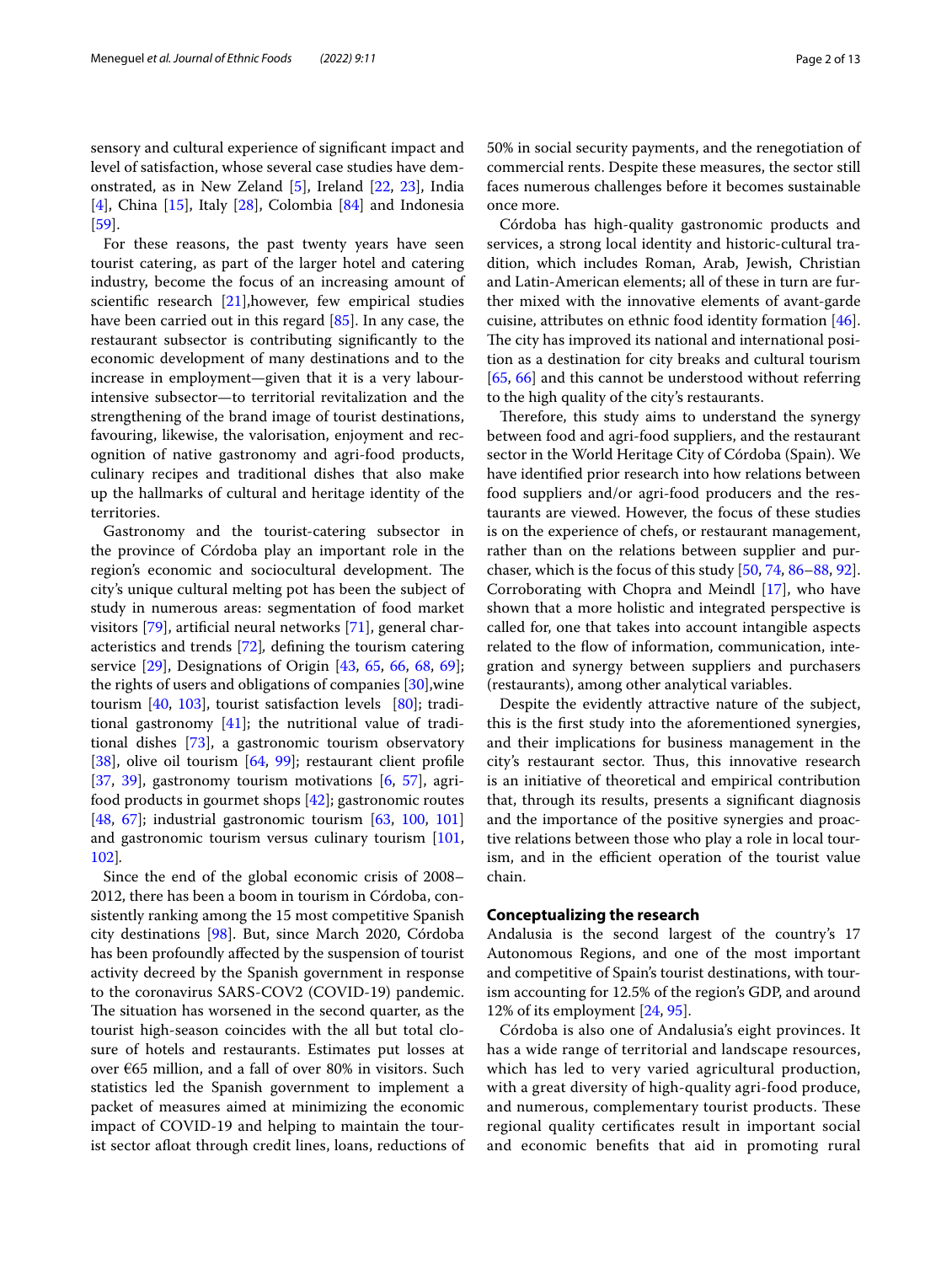sensory and cultural experience of significant impact and level of satisfaction, whose several case studies have demonstrated, as in New Zeland [5], Ireland [22, 23], India [4], China [15], Italy [28], Colombia [84] and Indonesia [59].

For these reasons, the past twenty years have seen tourist catering, as part of the larger hotel and catering industry, become the focus of an increasing amount of scientific research [21],however, few empirical studies have been carried out in this regard [85]. In any case, the restaurant subsector is contributing significantly to the economic development of many destinations and to the increase in employment—given that it is a very labour-intensive subsector—to territorial revitalization and the strengthening of the brand image of tourist destinations, favouring, likewise, the valorisation, enjoyment and recognition of native gastronomy and agri-food products, culinary recipes and traditional dishes that also make up the hallmarks of cultural and heritage identity of the territories.

Gastronomy and the tourist-catering subsector in the province of Córdoba play an important role in the region's economic and sociocultural development. The city's unique cultural melting pot has been the subject of study in numerous areas: segmentation of food market visitors [79], artificial neural networks [71], general characteristics and trends [72], defining the tourism catering service [29], Designations of Origin [43, 65, 66, 68, 69]; the rights of users and obligations of companies [30],wine tourism [40, 103], tourist satisfaction levels [80]; traditional gastronomy [41]; the nutritional value of traditional dishes [73], a gastronomic tourism observatory [38], olive oil tourism [64, 99]; restaurant client profile [37, 39], gastronomy tourism motivations [6, 57], agri-food products in gourmet shops [42]; gastronomic routes [48, 67]; industrial gastronomic tourism [63, 100, 101] and gastronomic tourism versus culinary tourism [101, 102].

Since the end of the global economic crisis of 2008–2012, there has been a boom in tourism in Córdoba, consistently ranking among the 15 most competitive Spanish city destinations [98]. But, since March 2020, Córdoba has been profoundly affected by the suspension of tourist activity decreed by the Spanish government in response to the coronavirus SARS-COV2 (COVID-19) pandemic. The situation has worsened in the second quarter, as the tourist high-season coincides with the all but total closure of hotels and restaurants. Estimates put losses at over €65 million, and a fall of over 80% in visitors. Such statistics led the Spanish government to implement a packet of measures aimed at minimizing the economic impact of COVID-19 and helping to maintain the tourist sector afloat through credit lines, loans, reductions of 50% in social security payments, and the renegotiation of commercial rents. Despite these measures, the sector still faces numerous challenges before it becomes sustainable once more.

Córdoba has high-quality gastronomic products and services, a strong local identity and historic-cultural tradition, which includes Roman, Arab, Jewish, Christian and Latin-American elements; all of these in turn are further mixed with the innovative elements of avant-garde cuisine, attributes on ethnic food identity formation [46]. The city has improved its national and international position as a destination for city breaks and cultural tourism [65, 66] and this cannot be understood without referring to the high quality of the city's restaurants.

Therefore, this study aims to understand the synergy between food and agri-food suppliers, and the restaurant sector in the World Heritage City of Córdoba (Spain). We have identified prior research into how relations between food suppliers and/or agri-food producers and the restaurants are viewed. However, the focus of these studies is on the experience of chefs, or restaurant management, rather than on the relations between supplier and purchaser, which is the focus of this study [50, 74, 86–88, 92]. Corroborating with Chopra and Meindl [17], who have shown that a more holistic and integrated perspective is called for, one that takes into account intangible aspects related to the flow of information, communication, integration and synergy between suppliers and purchasers (restaurants), among other analytical variables.

Despite the evidently attractive nature of the subject, this is the first study into the aforementioned synergies, and their implications for business management in the city's restaurant sector. Thus, this innovative research is an initiative of theoretical and empirical contribution that, through its results, presents a significant diagnosis and the importance of the positive synergies and proactive relations between those who play a role in local tourism, and in the efficient operation of the tourist value chain.

## Conceptualizing the research

Andalusia is the second largest of the country's 17 Autonomous Regions, and one of the most important and competitive of Spain's tourist destinations, with tourism accounting for 12.5% of the region's GDP, and around 12% of its employment [24, 95].

Córdoba is also one of Andalusia's eight provinces. It has a wide range of territorial and landscape resources, which has led to very varied agricultural production, with a great diversity of high-quality agri-food produce, and numerous, complementary tourist products. These regional quality certificates result in important social and economic benefits that aid in promoting rural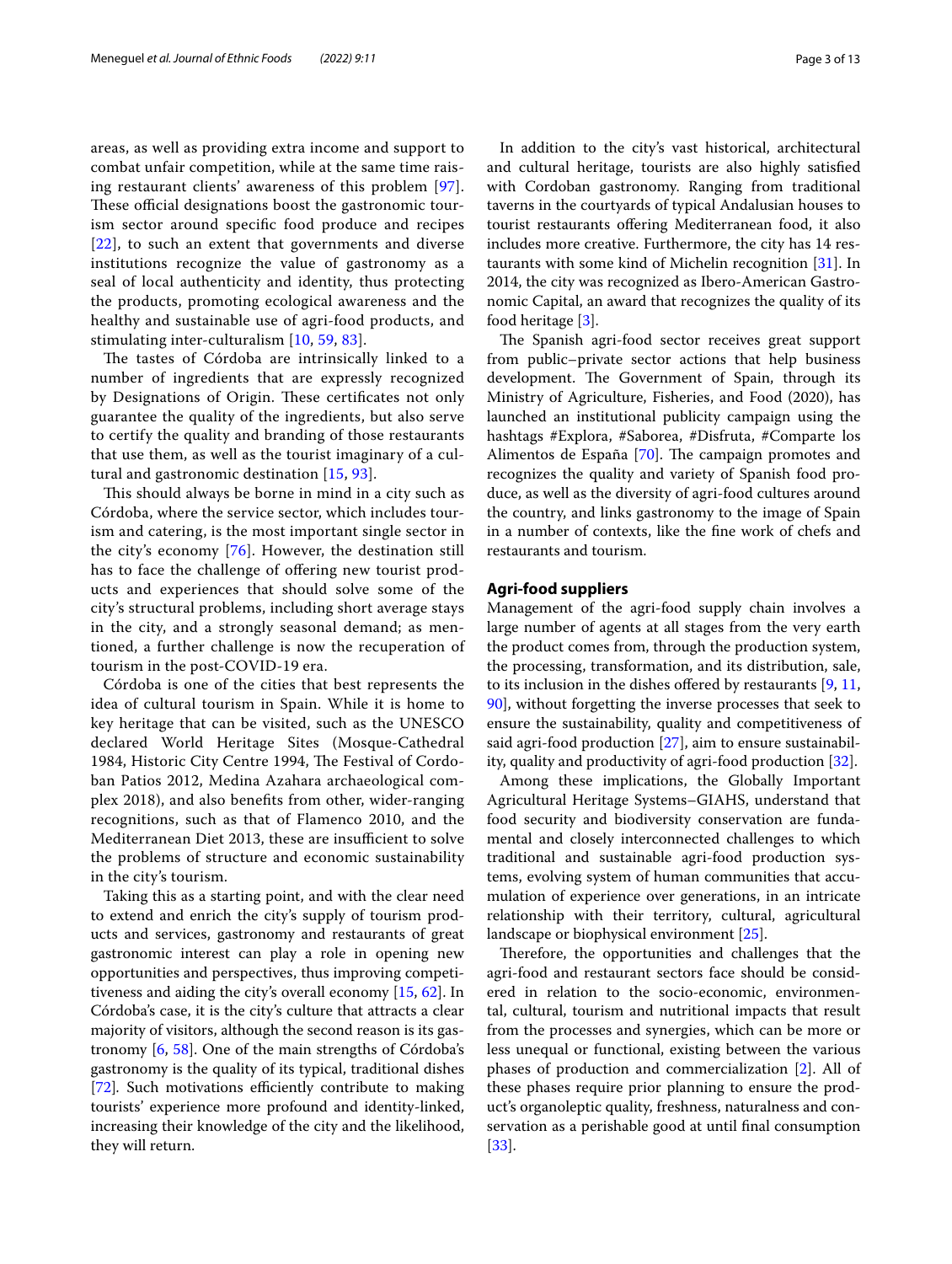areas, as well as providing extra income and support to combat unfair competition, while at the same time raising restaurant clients' awareness of this problem [97]. These official designations boost the gastronomic tourism sector around specific food produce and recipes [22], to such an extent that governments and diverse institutions recognize the value of gastronomy as a seal of local authenticity and identity, thus protecting the products, promoting ecological awareness and the healthy and sustainable use of agri-food products, and stimulating inter-culturalism [10, 59, 83].

The tastes of Córdoba are intrinsically linked to a number of ingredients that are expressly recognized by Designations of Origin. These certificates not only guarantee the quality of the ingredients, but also serve to certify the quality and branding of those restaurants that use them, as well as the tourist imaginary of a cultural and gastronomic destination [15, 93].

This should always be borne in mind in a city such as Córdoba, where the service sector, which includes tourism and catering, is the most important single sector in the city's economy [76]. However, the destination still has to face the challenge of offering new tourist products and experiences that should solve some of the city's structural problems, including short average stays in the city, and a strongly seasonal demand; as mentioned, a further challenge is now the recuperation of tourism in the post-COVID-19 era.

Córdoba is one of the cities that best represents the idea of cultural tourism in Spain. While it is home to key heritage that can be visited, such as the UNESCO declared World Heritage Sites (Mosque-Cathedral 1984, Historic City Centre 1994, The Festival of Cordoban Patios 2012, Medina Azahara archaeological complex 2018), and also benefits from other, wider-ranging recognitions, such as that of Flamenco 2010, and the Mediterranean Diet 2013, these are insufficient to solve the problems of structure and economic sustainability in the city's tourism.

Taking this as a starting point, and with the clear need to extend and enrich the city's supply of tourism products and services, gastronomy and restaurants of great gastronomic interest can play a role in opening new opportunities and perspectives, thus improving competitiveness and aiding the city's overall economy [15, 62]. In Córdoba's case, it is the city's culture that attracts a clear majority of visitors, although the second reason is its gastronomy [6, 58]. One of the main strengths of Córdoba's gastronomy is the quality of its typical, traditional dishes [72]. Such motivations efficiently contribute to making tourists' experience more profound and identity-linked, increasing their knowledge of the city and the likelihood, they will return.

In addition to the city's vast historical, architectural and cultural heritage, tourists are also highly satisfied with Cordoban gastronomy. Ranging from traditional taverns in the courtyards of typical Andalusian houses to tourist restaurants offering Mediterranean food, it also includes more creative. Furthermore, the city has 14 restaurants with some kind of Michelin recognition [31]. In 2014, the city was recognized as Ibero-American Gastronomic Capital, an award that recognizes the quality of its food heritage [3].

The Spanish agri-food sector receives great support from public–private sector actions that help business development. The Government of Spain, through its Ministry of Agriculture, Fisheries, and Food (2020), has launched an institutional publicity campaign using the hashtags #Explora, #Saborea, #Disfruta, #Comparte los Alimentos de España [70]. The campaign promotes and recognizes the quality and variety of Spanish food produce, as well as the diversity of agri-food cultures around the country, and links gastronomy to the image of Spain in a number of contexts, like the fine work of chefs and restaurants and tourism.

## Agri-food suppliers

Management of the agri-food supply chain involves a large number of agents at all stages from the very earth the product comes from, through the production system, the processing, transformation, and its distribution, sale, to its inclusion in the dishes offered by restaurants [9, 11, 90], without forgetting the inverse processes that seek to ensure the sustainability, quality and competitiveness of said agri-food production [27], aim to ensure sustainability, quality and productivity of agri-food production [32].

Among these implications, the Globally Important Agricultural Heritage Systems–GIAHS, understand that food security and biodiversity conservation are fundamental and closely interconnected challenges to which traditional and sustainable agri-food production systems, evolving system of human communities that accumulation of experience over generations, in an intricate relationship with their territory, cultural, agricultural landscape or biophysical environment [25].

Therefore, the opportunities and challenges that the agri-food and restaurant sectors face should be considered in relation to the socio-economic, environmental, cultural, tourism and nutritional impacts that result from the processes and synergies, which can be more or less unequal or functional, existing between the various phases of production and commercialization [2]. All of these phases require prior planning to ensure the product's organoleptic quality, freshness, naturalness and conservation as a perishable good at until final consumption [33].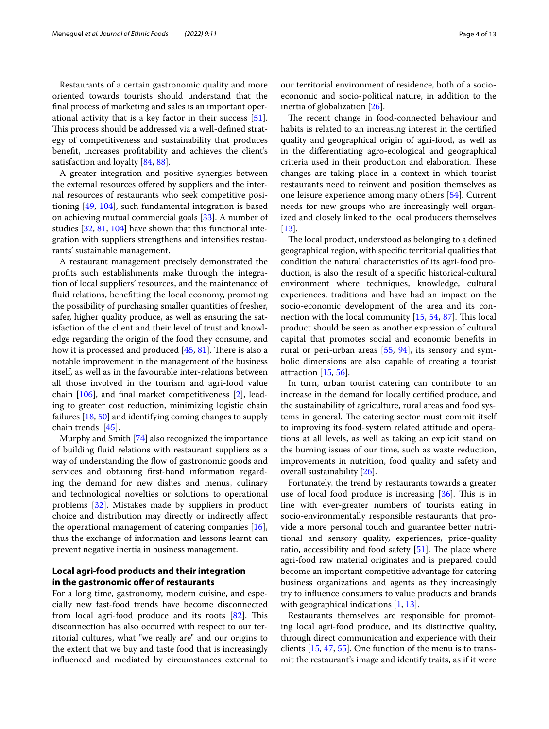Restaurants of a certain gastronomic quality and more oriented towards tourists should understand that the final process of marketing and sales is an important operational activity that is a key factor in their success [51]. This process should be addressed via a well-defined strategy of competitiveness and sustainability that produces benefit, increases profitability and achieves the client's satisfaction and loyalty [84, 88].

A greater integration and positive synergies between the external resources offered by suppliers and the internal resources of restaurants who seek competitive positioning [49, 104], such fundamental integration is based on achieving mutual commercial goals [33]. A number of studies [32, 81, 104] have shown that this functional integration with suppliers strengthens and intensifies restaurants' sustainable management.

A restaurant management precisely demonstrated the profits such establishments make through the integration of local suppliers' resources, and the maintenance of fluid relations, benefitting the local economy, promoting the possibility of purchasing smaller quantities of fresher, safer, higher quality produce, as well as ensuring the satisfaction of the client and their level of trust and knowledge regarding the origin of the food they consume, and how it is processed and produced [45, 81]. There is also a notable improvement in the management of the business itself, as well as in the favourable inter-relations between all those involved in the tourism and agri-food value chain [106], and final market competitiveness [2], leading to greater cost reduction, minimizing logistic chain failures [18, 50] and identifying coming changes to supply chain trends [45].

Murphy and Smith [74] also recognized the importance of building fluid relations with restaurant suppliers as a way of understanding the flow of gastronomic goods and services and obtaining first-hand information regarding the demand for new dishes and menus, culinary and technological novelties or solutions to operational problems [32]. Mistakes made by suppliers in product choice and distribution may directly or indirectly affect the operational management of catering companies [16], thus the exchange of information and lessons learnt can prevent negative inertia in business management.

## Local agri-food products and their integration in the gastronomic offer of restaurants

For a long time, gastronomy, modern cuisine, and especially new fast-food trends have become disconnected from local agri-food produce and its roots [82]. This disconnection has also occurred with respect to our territorial cultures, what "we really are" and our origins to the extent that we buy and taste food that is increasingly influenced and mediated by circumstances external to our territorial environment of residence, both of a socio-economic and socio-political nature, in addition to the inertia of globalization [26].

The recent change in food-connected behaviour and habits is related to an increasing interest in the certified quality and geographical origin of agri-food, as well as in the differentiating agro-ecological and geographical criteria used in their production and elaboration. These changes are taking place in a context in which tourist restaurants need to reinvent and position themselves as one leisure experience among many others [54]. Current needs for new groups who are increasingly well organized and closely linked to the local producers themselves [13].

The local product, understood as belonging to a defined geographical region, with specific territorial qualities that condition the natural characteristics of its agri-food production, is also the result of a specific historical-cultural environment where techniques, knowledge, cultural experiences, traditions and have had an impact on the socio-economic development of the area and its connection with the local community [15, 54, 87]. This local product should be seen as another expression of cultural capital that promotes social and economic benefits in rural or peri-urban areas [55, 94], its sensory and symbolic dimensions are also capable of creating a tourist attraction [15, 56].

In turn, urban tourist catering can contribute to an increase in the demand for locally certified produce, and the sustainability of agriculture, rural areas and food systems in general. The catering sector must commit itself to improving its food-system related attitude and operations at all levels, as well as taking an explicit stand on the burning issues of our time, such as waste reduction, improvements in nutrition, food quality and safety and overall sustainability [26].

Fortunately, the trend by restaurants towards a greater use of local food produce is increasing [36]. This is in line with ever-greater numbers of tourists eating in socio-environmentally responsible restaurants that provide a more personal touch and guarantee better nutritional and sensory quality, experiences, price-quality ratio, accessibility and food safety [51]. The place where agri-food raw material originates and is prepared could become an important competitive advantage for catering business organizations and agents as they increasingly try to influence consumers to value products and brands with geographical indications [1, 13].

Restaurants themselves are responsible for promoting local agri-food produce, and its distinctive quality, through direct communication and experience with their clients [15, 47, 55]. One function of the menu is to transmit the restaurant's image and identify traits, as if it were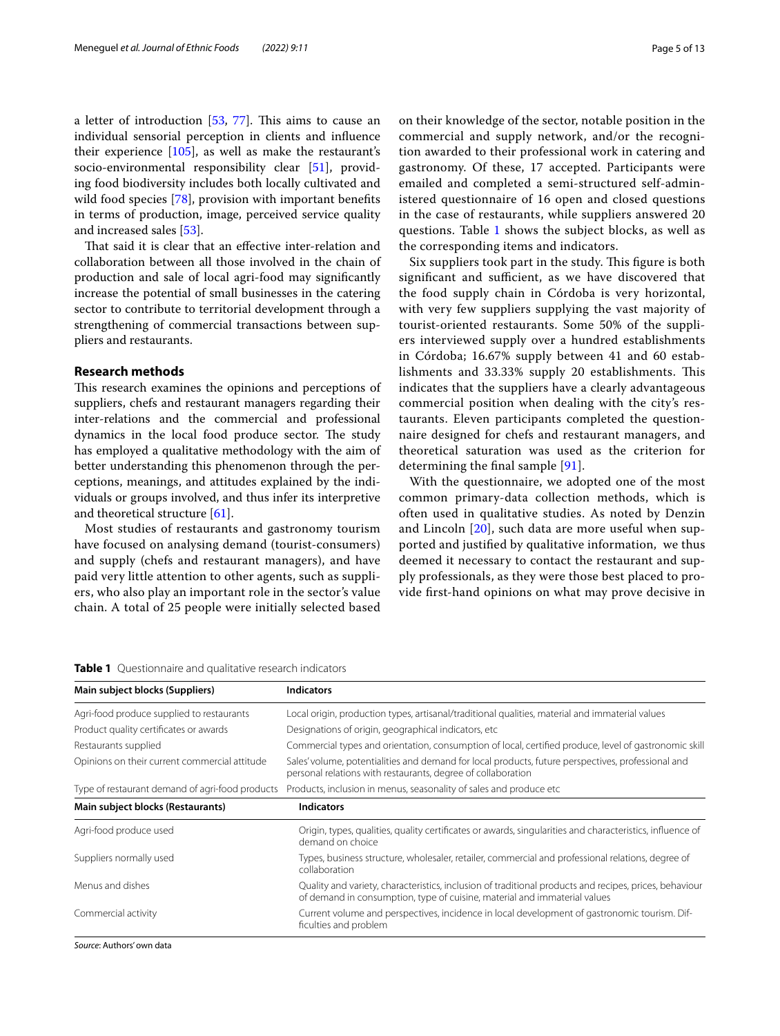a letter of introduction [53, 77]. This aims to cause an individual sensorial perception in clients and influence their experience [105], as well as make the restaurant's socio-environmental responsibility clear [51], providing food biodiversity includes both locally cultivated and wild food species [78], provision with important benefits in terms of production, image, perceived service quality and increased sales [53].

That said it is clear that an effective inter-relation and collaboration between all those involved in the chain of production and sale of local agri-food may significantly increase the potential of small businesses in the catering sector to contribute to territorial development through a strengthening of commercial transactions between suppliers and restaurants.

## Research methods

This research examines the opinions and perceptions of suppliers, chefs and restaurant managers regarding their inter-relations and the commercial and professional dynamics in the local food produce sector. The study has employed a qualitative methodology with the aim of better understanding this phenomenon through the perceptions, meanings, and attitudes explained by the individuals or groups involved, and thus infer its interpretive and theoretical structure [61].

Most studies of restaurants and gastronomy tourism have focused on analysing demand (tourist-consumers) and supply (chefs and restaurant managers), and have paid very little attention to other agents, such as suppliers, who also play an important role in the sector's value chain. A total of 25 people were initially selected based on their knowledge of the sector, notable position in the commercial and supply network, and/or the recognition awarded to their professional work in catering and gastronomy. Of these, 17 accepted. Participants were emailed and completed a semi-structured self-administered questionnaire of 16 open and closed questions in the case of restaurants, while suppliers answered 20 questions. Table 1 shows the subject blocks, as well as the corresponding items and indicators.

Six suppliers took part in the study. This figure is both significant and sufficient, as we have discovered that the food supply chain in Córdoba is very horizontal, with very few suppliers supplying the vast majority of tourist-oriented restaurants. Some 50% of the suppliers interviewed supply over a hundred establishments in Córdoba; 16.67% supply between 41 and 60 establishments and 33.33% supply 20 establishments. This indicates that the suppliers have a clearly advantageous commercial position when dealing with the city's restaurants. Eleven participants completed the questionnaire designed for chefs and restaurant managers, and theoretical saturation was used as the criterion for determining the final sample [91].

With the questionnaire, we adopted one of the most common primary-data collection methods, which is often used in qualitative studies. As noted by Denzin and Lincoln [20], such data are more useful when supported and justified by qualitative information, we thus deemed it necessary to contact the restaurant and supply professionals, as they were those best placed to provide first-hand opinions on what may prove decisive in

**Table 1** Questionnaire and qualitative research indicators

| Main subject blocks (Suppliers) | Indicators |
|---|---|
| Agri-food produce supplied to restaurants | Local origin, production types, artisanal/traditional qualities, material and immaterial values |
| Product quality certificates or awards | Designations of origin, geographical indicators, etc |
| Restaurants supplied | Commercial types and orientation, consumption of local, certified produce, level of gastronomic skill |
| Opinions on their current commercial attitude | Sales' volume, potentialities and demand for local products, future perspectives, professional and personal relations with restaurants, degree of collaboration |
| Type of restaurant demand of agri-food products | Products, inclusion in menus, seasonality of sales and produce etc |
| **Main subject blocks (Restaurants)** | **Indicators** |
| Agri-food produce used | Origin, types, qualities, quality certificates or awards, singularities and characteristics, influence of demand on choice |
| Suppliers normally used | Types, business structure, wholesaler, retailer, commercial and professional relations, degree of collaboration |
| Menus and dishes | Quality and variety, characteristics, inclusion of traditional products and recipes, prices, behaviour of demand in consumption, type of cuisine, material and immaterial values |
| Commercial activity | Current volume and perspectives, incidence in local development of gastronomic tourism. Difficulties and problem |

*Source*: Authors' own data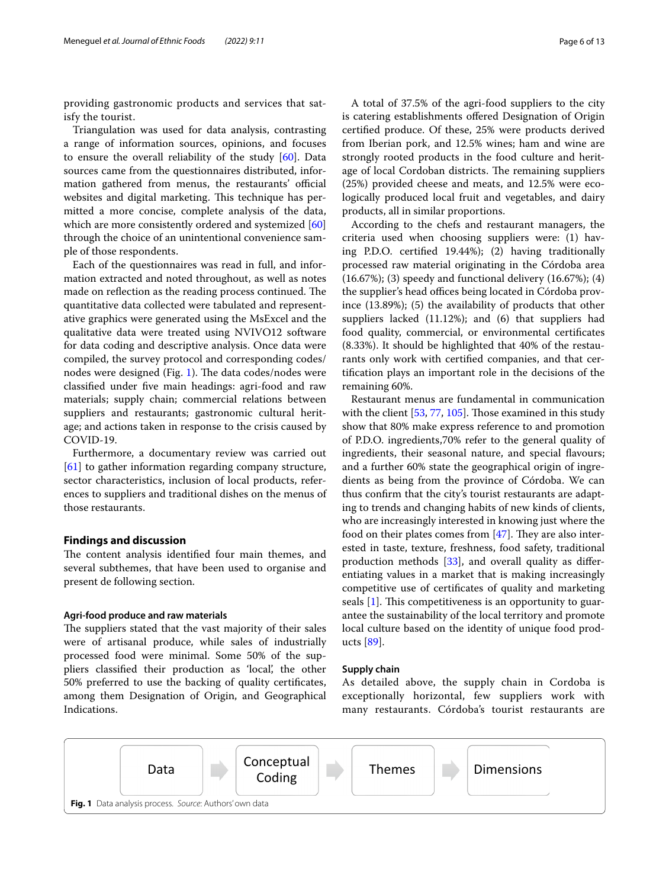providing gastronomic products and services that satisfy the tourist.

Triangulation was used for data analysis, contrasting a range of information sources, opinions, and focuses to ensure the overall reliability of the study [60]. Data sources came from the questionnaires distributed, information gathered from menus, the restaurants' official websites and digital marketing. This technique has permitted a more concise, complete analysis of the data, which are more consistently ordered and systemized [60] through the choice of an unintentional convenience sample of those respondents.

Each of the questionnaires was read in full, and information extracted and noted throughout, as well as notes made on reflection as the reading process continued. The quantitative data collected were tabulated and representative graphics were generated using the MsExcel and the qualitative data were treated using NVIVO12 software for data coding and descriptive analysis. Once data were compiled, the survey protocol and corresponding codes/nodes were designed (Fig. 1). The data codes/nodes were classified under five main headings: agri-food and raw materials; supply chain; commercial relations between suppliers and restaurants; gastronomic cultural heritage; and actions taken in response to the crisis caused by COVID-19.

Furthermore, a documentary review was carried out [61] to gather information regarding company structure, sector characteristics, inclusion of local products, references to suppliers and traditional dishes on the menus of those restaurants.

## Findings and discussion

The content analysis identified four main themes, and several subthemes, that have been used to organise and present de following section.

### Agri-food produce and raw materials

The suppliers stated that the vast majority of their sales were of artisanal produce, while sales of industrially processed food were minimal. Some 50% of the suppliers classified their production as 'local', the other 50% preferred to use the backing of quality certificates, among them Designation of Origin, and Geographical Indications.

A total of 37.5% of the agri-food suppliers to the city is catering establishments offered Designation of Origin certified produce. Of these, 25% were products derived from Iberian pork, and 12.5% wines; ham and wine are strongly rooted products in the food culture and heritage of local Cordoban districts. The remaining suppliers (25%) provided cheese and meats, and 12.5% were ecologically produced local fruit and vegetables, and dairy products, all in similar proportions.

According to the chefs and restaurant managers, the criteria used when choosing suppliers were: (1) having P.D.O. certified 19.44%); (2) having traditionally processed raw material originating in the Córdoba area (16.67%); (3) speedy and functional delivery (16.67%); (4) the supplier's head offices being located in Córdoba province (13.89%); (5) the availability of products that other suppliers lacked (11.12%); and (6) that suppliers had food quality, commercial, or environmental certificates (8.33%). It should be highlighted that 40% of the restaurants only work with certified companies, and that certification plays an important role in the decisions of the remaining 60%.

Restaurant menus are fundamental in communication with the client [53, 77, 105]. Those examined in this study show that 80% make express reference to and promotion of P.D.O. ingredients,70% refer to the general quality of ingredients, their seasonal nature, and special flavours; and a further 60% state the geographical origin of ingredients as being from the province of Córdoba. We can thus confirm that the city's tourist restaurants are adapting to trends and changing habits of new kinds of clients, who are increasingly interested in knowing just where the food on their plates comes from [47]. They are also interested in taste, texture, freshness, food safety, traditional production methods [33], and overall quality as differentiating values in a market that is making increasingly competitive use of certificates of quality and marketing seals [1]. This competitiveness is an opportunity to guarantee the sustainability of the local territory and promote local culture based on the identity of unique food products [89].

### Supply chain

As detailed above, the supply chain in Cordoba is exceptionally horizontal, few suppliers work with many restaurants. Córdoba's tourist restaurants are

Data → Conceptual Coding → Themes → Dimensions

**Fig. 1** Data analysis process. *Source*: Authors' own data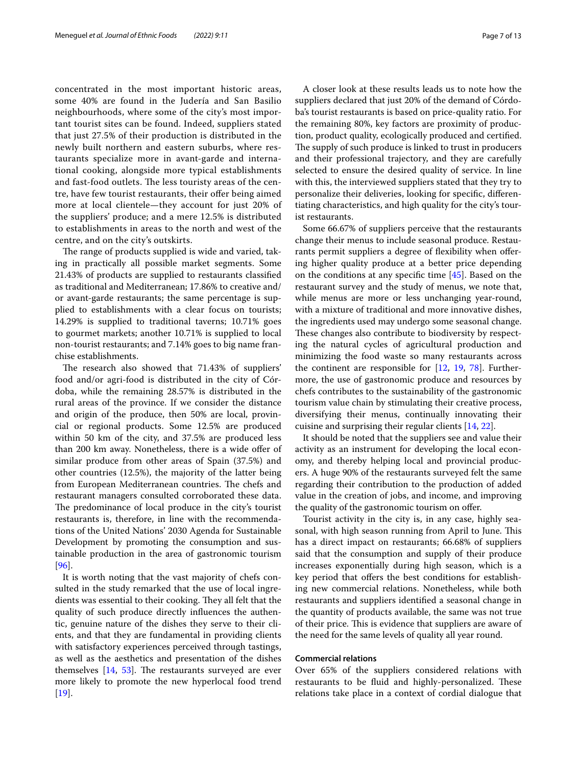concentrated in the most important historic areas, some 40% are found in the Judería and San Basilio neighbourhoods, where some of the city's most important tourist sites can be found. Indeed, suppliers stated that just 27.5% of their production is distributed in the newly built northern and eastern suburbs, where restaurants specialize more in avant-garde and international cooking, alongside more typical establishments and fast-food outlets. The less touristy areas of the centre, have few tourist restaurants, their offer being aimed more at local clientele—they account for just 20% of the suppliers' produce; and a mere 12.5% is distributed to establishments in areas to the north and west of the centre, and on the city's outskirts.

The range of products supplied is wide and varied, taking in practically all possible market segments. Some 21.43% of products are supplied to restaurants classified as traditional and Mediterranean; 17.86% to creative and/or avant-garde restaurants; the same percentage is supplied to establishments with a clear focus on tourists; 14.29% is supplied to traditional taverns; 10.71% goes to gourmet markets; another 10.71% is supplied to local non-tourist restaurants; and 7.14% goes to big name franchise establishments.

The research also showed that 71.43% of suppliers' food and/or agri-food is distributed in the city of Córdoba, while the remaining 28.57% is distributed in the rural areas of the province. If we consider the distance and origin of the produce, then 50% are local, provincial or regional products. Some 12.5% are produced within 50 km of the city, and 37.5% are produced less than 200 km away. Nonetheless, there is a wide offer of similar produce from other areas of Spain (37.5%) and other countries (12.5%), the majority of the latter being from European Mediterranean countries. The chefs and restaurant managers consulted corroborated these data. The predominance of local produce in the city's tourist restaurants is, therefore, in line with the recommendations of the United Nations' 2030 Agenda for Sustainable Development by promoting the consumption and sustainable production in the area of gastronomic tourism [96].

It is worth noting that the vast majority of chefs consulted in the study remarked that the use of local ingredients was essential to their cooking. They all felt that the quality of such produce directly influences the authentic, genuine nature of the dishes they serve to their clients, and that they are fundamental in providing clients with satisfactory experiences perceived through tastings, as well as the aesthetics and presentation of the dishes themselves [14, 53]. The restaurants surveyed are ever more likely to promote the new hyperlocal food trend [19].

A closer look at these results leads us to note how the suppliers declared that just 20% of the demand of Córdoba's tourist restaurants is based on price-quality ratio. For the remaining 80%, key factors are proximity of production, product quality, ecologically produced and certified. The supply of such produce is linked to trust in producers and their professional trajectory, and they are carefully selected to ensure the desired quality of service. In line with this, the interviewed suppliers stated that they try to personalize their deliveries, looking for specific, differentiating characteristics, and high quality for the city's tourist restaurants.

Some 66.67% of suppliers perceive that the restaurants change their menus to include seasonal produce. Restaurants permit suppliers a degree of flexibility when offering higher quality produce at a better price depending on the conditions at any specific time [45]. Based on the restaurant survey and the study of menus, we note that, while menus are more or less unchanging year-round, with a mixture of traditional and more innovative dishes, the ingredients used may undergo some seasonal change. These changes also contribute to biodiversity by respecting the natural cycles of agricultural production and minimizing the food waste so many restaurants across the continent are responsible for [12, 19, 78]. Furthermore, the use of gastronomic produce and resources by chefs contributes to the sustainability of the gastronomic tourism value chain by stimulating their creative process, diversifying their menus, continually innovating their cuisine and surprising their regular clients [14, 22].

It should be noted that the suppliers see and value their activity as an instrument for developing the local economy, and thereby helping local and provincial producers. A huge 90% of the restaurants surveyed felt the same regarding their contribution to the production of added value in the creation of jobs, and income, and improving the quality of the gastronomic tourism on offer.

Tourist activity in the city is, in any case, highly seasonal, with high season running from April to June. This has a direct impact on restaurants; 66.68% of suppliers said that the consumption and supply of their produce increases exponentially during high season, which is a key period that offers the best conditions for establishing new commercial relations. Nonetheless, while both restaurants and suppliers identified a seasonal change in the quantity of products available, the same was not true of their price. This is evidence that suppliers are aware of the need for the same levels of quality all year round.

#### Commercial relations

Over 65% of the suppliers considered relations with restaurants to be fluid and highly-personalized. These relations take place in a context of cordial dialogue that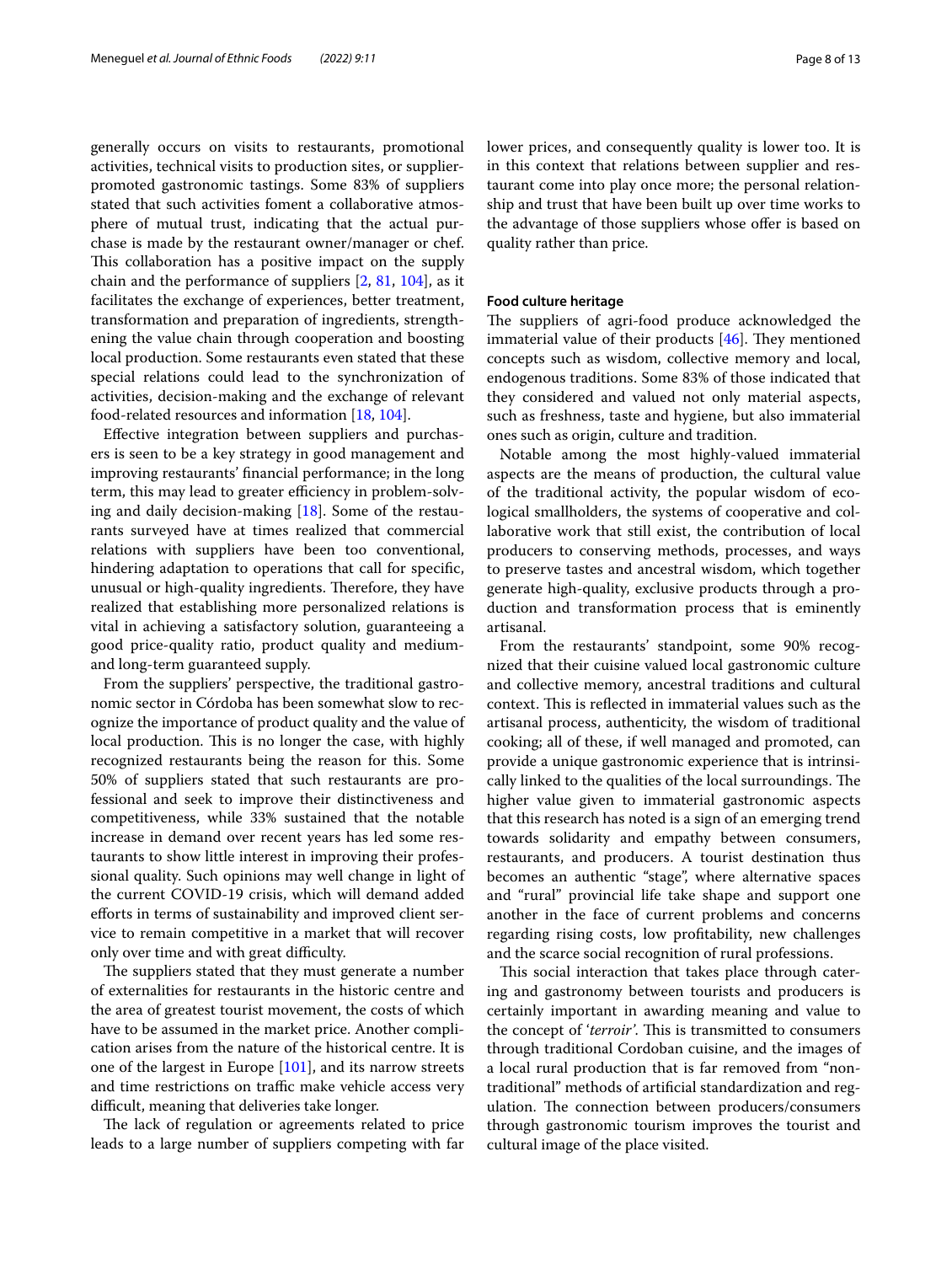generally occurs on visits to restaurants, promotional activities, technical visits to production sites, or supplier-promoted gastronomic tastings. Some 83% of suppliers stated that such activities foment a collaborative atmosphere of mutual trust, indicating that the actual purchase is made by the restaurant owner/manager or chef. This collaboration has a positive impact on the supply chain and the performance of suppliers [2, 81, 104], as it facilitates the exchange of experiences, better treatment, transformation and preparation of ingredients, strengthening the value chain through cooperation and boosting local production. Some restaurants even stated that these special relations could lead to the synchronization of activities, decision-making and the exchange of relevant food-related resources and information [18, 104].

Effective integration between suppliers and purchasers is seen to be a key strategy in good management and improving restaurants' financial performance; in the long term, this may lead to greater efficiency in problem-solving and daily decision-making [18]. Some of the restaurants surveyed have at times realized that commercial relations with suppliers have been too conventional, hindering adaptation to operations that call for specific, unusual or high-quality ingredients. Therefore, they have realized that establishing more personalized relations is vital in achieving a satisfactory solution, guaranteeing a good price-quality ratio, product quality and medium- and long-term guaranteed supply.

From the suppliers' perspective, the traditional gastronomic sector in Córdoba has been somewhat slow to recognize the importance of product quality and the value of local production. This is no longer the case, with highly recognized restaurants being the reason for this. Some 50% of suppliers stated that such restaurants are professional and seek to improve their distinctiveness and competitiveness, while 33% sustained that the notable increase in demand over recent years has led some restaurants to show little interest in improving their professional quality. Such opinions may well change in light of the current COVID-19 crisis, which will demand added efforts in terms of sustainability and improved client service to remain competitive in a market that will recover only over time and with great difficulty.

The suppliers stated that they must generate a number of externalities for restaurants in the historic centre and the area of greatest tourist movement, the costs of which have to be assumed in the market price. Another complication arises from the nature of the historical centre. It is one of the largest in Europe [101], and its narrow streets and time restrictions on traffic make vehicle access very difficult, meaning that deliveries take longer.

The lack of regulation or agreements related to price leads to a large number of suppliers competing with far lower prices, and consequently quality is lower too. It is in this context that relations between supplier and restaurant come into play once more; the personal relationship and trust that have been built up over time works to the advantage of those suppliers whose offer is based on quality rather than price.

#### Food culture heritage

The suppliers of agri-food produce acknowledged the immaterial value of their products [46]. They mentioned concepts such as wisdom, collective memory and local, endogenous traditions. Some 83% of those indicated that they considered and valued not only material aspects, such as freshness, taste and hygiene, but also immaterial ones such as origin, culture and tradition.

Notable among the most highly-valued immaterial aspects are the means of production, the cultural value of the traditional activity, the popular wisdom of ecological smallholders, the systems of cooperative and collaborative work that still exist, the contribution of local producers to conserving methods, processes, and ways to preserve tastes and ancestral wisdom, which together generate high-quality, exclusive products through a production and transformation process that is eminently artisanal.

From the restaurants' standpoint, some 90% recognized that their cuisine valued local gastronomic culture and collective memory, ancestral traditions and cultural context. This is reflected in immaterial values such as the artisanal process, authenticity, the wisdom of traditional cooking; all of these, if well managed and promoted, can provide a unique gastronomic experience that is intrinsically linked to the qualities of the local surroundings. The higher value given to immaterial gastronomic aspects that this research has noted is a sign of an emerging trend towards solidarity and empathy between consumers, restaurants, and producers. A tourist destination thus becomes an authentic "stage", where alternative spaces and "rural" provincial life take shape and support one another in the face of current problems and concerns regarding rising costs, low profitability, new challenges and the scarce social recognition of rural professions.

This social interaction that takes place through catering and gastronomy between tourists and producers is certainly important in awarding meaning and value to the concept of '*terroir'*. This is transmitted to consumers through traditional Cordoban cuisine, and the images of a local rural production that is far removed from "non-traditional" methods of artificial standardization and regulation. The connection between producers/consumers through gastronomic tourism improves the tourist and cultural image of the place visited.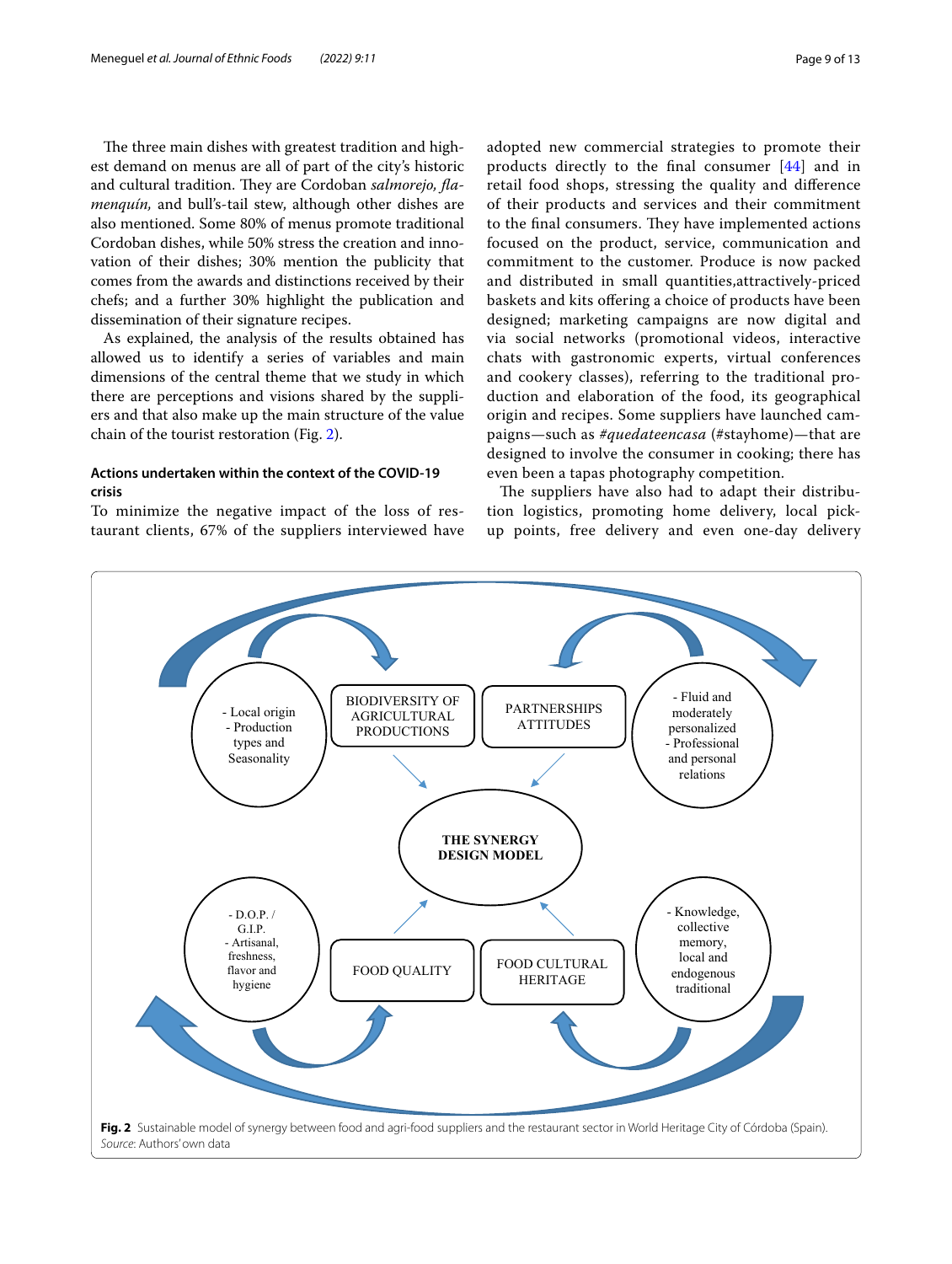The three main dishes with greatest tradition and highest demand on menus are all of part of the city's historic and cultural tradition. They are Cordoban *salmorejo, flamenquín,* and bull's-tail stew, although other dishes are also mentioned. Some 80% of menus promote traditional Cordoban dishes, while 50% stress the creation and innovation of their dishes; 30% mention the publicity that comes from the awards and distinctions received by their chefs; and a further 30% highlight the publication and dissemination of their signature recipes.

As explained, the analysis of the results obtained has allowed us to identify a series of variables and main dimensions of the central theme that we study in which there are perceptions and visions shared by the suppliers and that also make up the main structure of the value chain of the tourist restoration (Fig. 2).

### Actions undertaken within the context of the COVID-19 crisis

To minimize the negative impact of the loss of restaurant clients, 67% of the suppliers interviewed have adopted new commercial strategies to promote their products directly to the final consumer [44] and in retail food shops, stressing the quality and difference of their products and services and their commitment to the final consumers. They have implemented actions focused on the product, service, communication and commitment to the customer. Produce is now packed and distributed in small quantities,attractively-priced baskets and kits offering a choice of products have been designed; marketing campaigns are now digital and via social networks (promotional videos, interactive chats with gastronomic experts, virtual conferences and cookery classes), referring to the traditional production and elaboration of the food, its geographical origin and recipes. Some suppliers have launched campaigns—such as *#quedateencasa* (#stayhome)—that are designed to involve the consumer in cooking; there has even been a tapas photography competition.

The suppliers have also had to adapt their distribution logistics, promoting home delivery, local pick-up points, free delivery and even one-day delivery

**Fig. 2** Sustainable model of synergy between food and agri-food suppliers and the restaurant sector in World Heritage City of Córdoba (Spain). *Source*: Authors' own data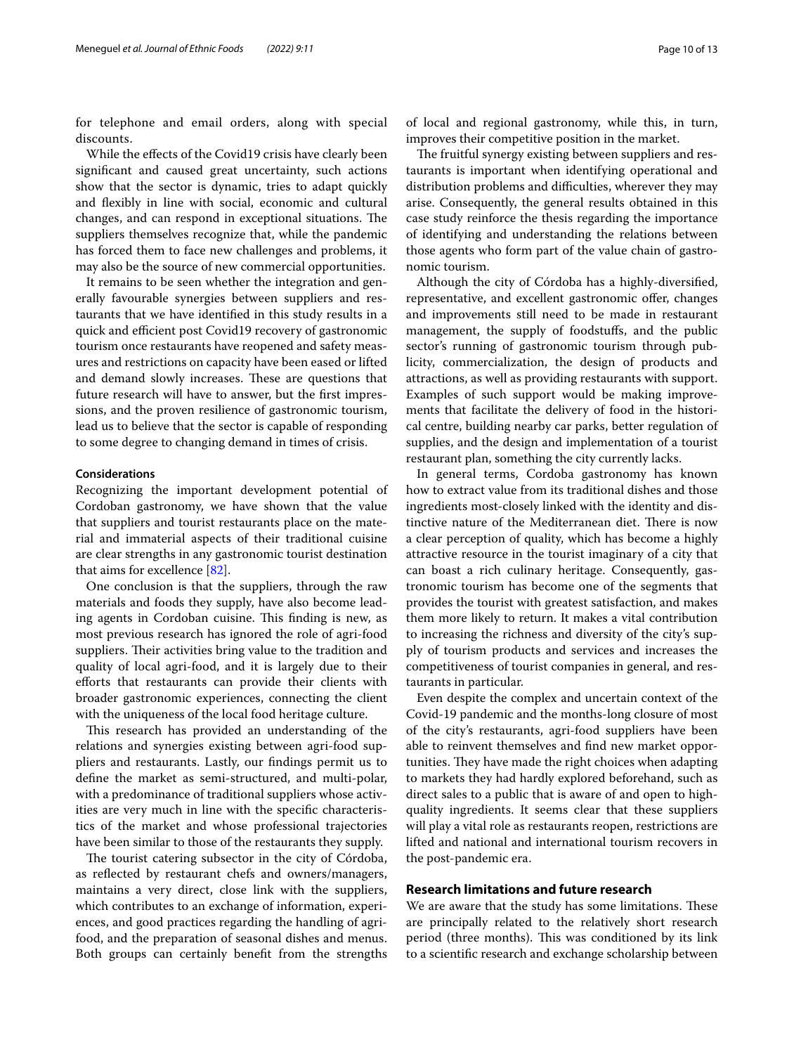for telephone and email orders, along with special discounts.

While the effects of the Covid19 crisis have clearly been significant and caused great uncertainty, such actions show that the sector is dynamic, tries to adapt quickly and flexibly in line with social, economic and cultural changes, and can respond in exceptional situations. The suppliers themselves recognize that, while the pandemic has forced them to face new challenges and problems, it may also be the source of new commercial opportunities.

It remains to be seen whether the integration and generally favourable synergies between suppliers and restaurants that we have identified in this study results in a quick and efficient post Covid19 recovery of gastronomic tourism once restaurants have reopened and safety measures and restrictions on capacity have been eased or lifted and demand slowly increases. These are questions that future research will have to answer, but the first impressions, and the proven resilience of gastronomic tourism, lead us to believe that the sector is capable of responding to some degree to changing demand in times of crisis.

#### Considerations

Recognizing the important development potential of Cordoban gastronomy, we have shown that the value that suppliers and tourist restaurants place on the material and immaterial aspects of their traditional cuisine are clear strengths in any gastronomic tourist destination that aims for excellence [82].

One conclusion is that the suppliers, through the raw materials and foods they supply, have also become leading agents in Cordoban cuisine. This finding is new, as most previous research has ignored the role of agri-food suppliers. Their activities bring value to the tradition and quality of local agri-food, and it is largely due to their efforts that restaurants can provide their clients with broader gastronomic experiences, connecting the client with the uniqueness of the local food heritage culture.

This research has provided an understanding of the relations and synergies existing between agri-food suppliers and restaurants. Lastly, our findings permit us to define the market as semi-structured, and multi-polar, with a predominance of traditional suppliers whose activities are very much in line with the specific characteristics of the market and whose professional trajectories have been similar to those of the restaurants they supply.

The tourist catering subsector in the city of Córdoba, as reflected by restaurant chefs and owners/managers, maintains a very direct, close link with the suppliers, which contributes to an exchange of information, experiences, and good practices regarding the handling of agri-food, and the preparation of seasonal dishes and menus. Both groups can certainly benefit from the strengths of local and regional gastronomy, while this, in turn, improves their competitive position in the market.

The fruitful synergy existing between suppliers and restaurants is important when identifying operational and distribution problems and difficulties, wherever they may arise. Consequently, the general results obtained in this case study reinforce the thesis regarding the importance of identifying and understanding the relations between those agents who form part of the value chain of gastronomic tourism.

Although the city of Córdoba has a highly-diversified, representative, and excellent gastronomic offer, changes and improvements still need to be made in restaurant management, the supply of foodstuffs, and the public sector's running of gastronomic tourism through publicity, commercialization, the design of products and attractions, as well as providing restaurants with support. Examples of such support would be making improvements that facilitate the delivery of food in the historical centre, building nearby car parks, better regulation of supplies, and the design and implementation of a tourist restaurant plan, something the city currently lacks.

In general terms, Cordoba gastronomy has known how to extract value from its traditional dishes and those ingredients most-closely linked with the identity and distinctive nature of the Mediterranean diet. There is now a clear perception of quality, which has become a highly attractive resource in the tourist imaginary of a city that can boast a rich culinary heritage. Consequently, gastronomic tourism has become one of the segments that provides the tourist with greatest satisfaction, and makes them more likely to return. It makes a vital contribution to increasing the richness and diversity of the city's supply of tourism products and services and increases the competitiveness of tourist companies in general, and restaurants in particular.

Even despite the complex and uncertain context of the Covid-19 pandemic and the months-long closure of most of the city's restaurants, agri-food suppliers have been able to reinvent themselves and find new market opportunities. They have made the right choices when adapting to markets they had hardly explored beforehand, such as direct sales to a public that is aware of and open to high-quality ingredients. It seems clear that these suppliers will play a vital role as restaurants reopen, restrictions are lifted and national and international tourism recovers in the post-pandemic era.

### Research limitations and future research

We are aware that the study has some limitations. These are principally related to the relatively short research period (three months). This was conditioned by its link to a scientific research and exchange scholarship between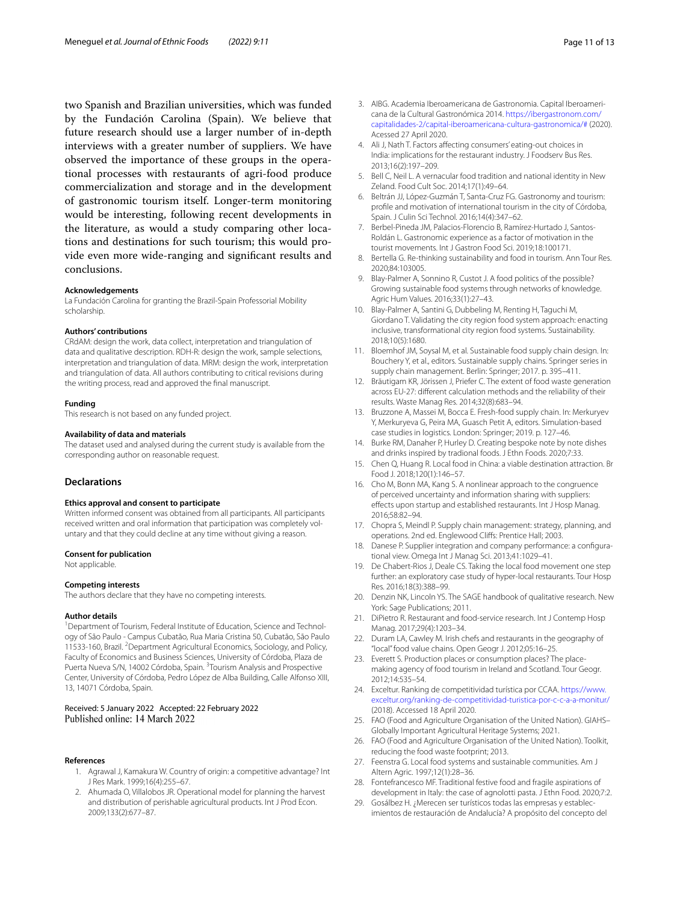two Spanish and Brazilian universities, which was funded by the Fundación Carolina (Spain). We believe that future research should use a larger number of in-depth interviews with a greater number of suppliers. We have observed the importance of these groups in the operational processes with restaurants of agri-food produce commercialization and storage and in the development of gastronomic tourism itself. Longer-term monitoring would be interesting, following recent developments in the literature, as would a study comparing other locations and destinations for such tourism; this would provide even more wide-ranging and significant results and conclusions.

#### Acknowledgements
La Fundación Carolina for granting the Brazil-Spain Professorial Mobility scholarship.

#### Authors' contributions
CRdAM: design the work, data collect, interpretation and triangulation of data and qualitative description. RDH-R: design the work, sample selections, interpretation and triangulation of data. MRM: design the work, interpretation and triangulation of data. All authors contributing to critical revisions during the writing process, read and approved the final manuscript.

#### Funding
This research is not based on any funded project.

#### Availability of data and materials
The dataset used and analysed during the current study is available from the corresponding author on reasonable request.

### Declarations

#### Ethics approval and consent to participate
Written informed consent was obtained from all participants. All participants received written and oral information that participation was completely voluntary and that they could decline at any time without giving a reason.

#### Consent for publication
Not applicable.

#### Competing interests
The authors declare that they have no competing interests.

#### Author details
[1]Department of Tourism, Federal Institute of Education, Science and Technology of São Paulo - Campus Cubatão, Rua Maria Cristina 50, Cubatão, São Paulo 11533-160, Brazil. [2]Department Agricultural Economics, Sociology, and Policy, Faculty of Economics and Business Sciences, University of Córdoba, Plaza de Puerta Nueva S/N, 14002 Córdoba, Spain. [3]Tourism Analysis and Prospective Center, University of Córdoba, Pedro López de Alba Building, Calle Alfonso XIII, 13, 14071 Córdoba, Spain.

Received: 5 January 2022 Accepted: 22 February 2022
Published online: 14 March 2022

#### References
1. Agrawal J, Kamakura W. Country of origin: a competitive advantage? Int J Res Mark. 1999;16(4):255–67.
2. Ahumada O, Villalobos JR. Operational model for planning the harvest and distribution of perishable agricultural products. Int J Prod Econ. 2009;133(2):677–87.
3. AIBG. Academia Iberoamericana de Gastronomia. Capital Iberoamericana de la Cultural Gastronómica 2014. https://ibergastronom.com/capitalidades-2/capital-iberoamericana-cultura-gastronomica/# (2020). Acessed 27 April 2020.
4. Ali J, Nath T. Factors affecting consumers' eating-out choices in India: implications for the restaurant industry. J Foodserv Bus Res. 2013;16(2):197–209.
5. Bell C, Neil L. A vernacular food tradition and national identity in New Zeland. Food Cult Soc. 2014;17(1):49–64.
6. Beltrán JJ, López-Guzmán T, Santa-Cruz FG. Gastronomy and tourism: profile and motivation of international tourism in the city of Córdoba, Spain. J Culin Sci Technol. 2016;14(4):347–62.
7. Berbel-Pineda JM, Palacios-Florencio B, Ramírez-Hurtado J, Santos-Roldán L. Gastronomic experience as a factor of motivation in the tourist movements. Int J Gastron Food Sci. 2019;18:100171.
8. Bertella G. Re-thinking sustainability and food in tourism. Ann Tour Res. 2020;84:103005.
9. Blay-Palmer A, Sonnino R, Custot J. A food politics of the possible? Growing sustainable food systems through networks of knowledge. Agric Hum Values. 2016;33(1):27–43.
10. Blay-Palmer A, Santini G, Dubbeling M, Renting H, Taguchi M, Giordano T. Validating the city region food system approach: enacting inclusive, transformational city region food systems. Sustainability. 2018;10(5):1680.
11. Bloemhof JM, Soysal M, et al. Sustainable food supply chain design. In: Bouchery Y, et al., editors. Sustainable supply chains. Springer series in supply chain management. Berlin: Springer; 2017. p. 395–411.
12. Bräutigam KR, Jörissen J, Priefer C. The extent of food waste generation across EU-27: different calculation methods and the reliability of their results. Waste Manag Res. 2014;32(8):683–94.
13. Bruzzone A, Massei M, Bocca E. Fresh-food supply chain. In: Merkuryev Y, Merkuryeva G, Peira MA, Guasch Petit A, editors. Simulation-based case studies in logistics. London: Springer; 2019. p. 127–46.
14. Burke RM, Danaher P, Hurley D. Creating bespoke note by note dishes and drinks inspired by tradional foods. J Ethn Foods. 2020;7:33.
15. Chen Q, Huang R. Local food in China: a viable destination attraction. Br Food J. 2018;120(1):146–57.
16. Cho M, Bonn MA, Kang S. A nonlinear approach to the congruence of perceived uncertainty and information sharing with suppliers: effects upon startup and established restaurants. Int J Hosp Manag. 2016;58:82–94.
17. Chopra S, Meindl P. Supply chain management: strategy, planning, and operations. 2nd ed. Englewood Cliffs: Prentice Hall; 2003.
18. Danese P. Supplier integration and company performance: a configurational view. Omega Int J Manag Sci. 2013;41:1029–41.
19. De Chabert-Rios J, Deale CS. Taking the local food movement one step further: an exploratory case study of hyper-local restaurants. Tour Hosp Res. 2016;18(3):388–99.
20. Denzin NK, Lincoln YS. The SAGE handbook of qualitative research. New York: Sage Publications; 2011.
21. DiPietro R. Restaurant and food-service research. Int J Contemp Hosp Manag. 2017;29(4):1203–34.
22. Duram LA, Cawley M. Irish chefs and restaurants in the geography of "local" food value chains. Open Geogr J. 2012;05:16–25.
23. Everett S. Production places or consumption places? The place-making agency of food tourism in Ireland and Scotland. Tour Geogr. 2012;14:535–54.
24. Exceltur. Ranking de competitividad turística por CCAA. https://www.exceltur.org/ranking-de-competitividad-turistica-por-c-c-a-a-monitur/ (2018). Accessed 18 April 2020.
25. FAO (Food and Agriculture Organisation of the United Nation). GIAHS–Globally Important Agricultural Heritage Systems; 2021.
26. FAO (Food and Agriculture Organisation of the United Nation). Toolkit, reducing the food waste footprint; 2013.
27. Feenstra G. Local food systems and sustainable communities. Am J Altern Agric. 1997;12(1):28–36.
28. Fontefrancesco MF. Traditional festive food and fragile aspirations of development in Italy: the case of agnolotti pasta. J Ethn Food. 2020;7:2.
29. Gosálbez H. ¿Merecen ser turísticos todas las empresas y establecimientos de restauración de Andalucía? A propósito del concepto del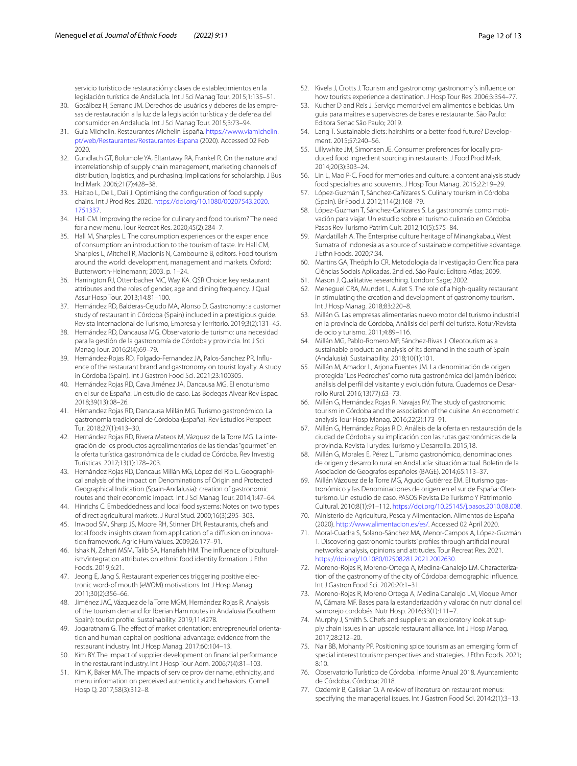servicio turístico de restauración y clases de establecimientos en la legislación turística de Andalucía. Int J Sci Manag Tour. 2015;1:135–51.

30. Gosálbez H, Serrano JM. Derechos de usuários y deberes de las empresas de restauración a la luz de la legislación turística y de defensa del consumidor en Andalucía. Int J Sci Manag Tour. 2015;3:73–94.
31. Guia Michelin. Restaurantes Michelin España. https://www.viamichelin.pt/web/Restaurantes/Restaurantes-Espana (2020). Accessed 02 Feb 2020.
32. Gundlach GT, Bolumole YA, Eltantawy RA, Frankel R. On the nature and interrelationship of supply chain management, marketing channels of distribution, logistics, and purchasing: implications for scholarship. J Bus Ind Mark. 2006;21(7):428–38.
33. Haitao L, De L, Dali J. Optimising the configuration of food supply chains. Int J Prod Res. 2020. https://doi.org/10.1080/00207543.2020.1751337.
34. Hall CM. Improving the recipe for culinary and food tourism? The need for a new menu. Tour Recreat Res. 2020;45(2):284–7.
35. Hall M, Sharples L. The consumption experiences or the experience of consumption: an introduction to the tourism of taste. In: Hall CM, Sharples L, Mitchell R, Macionis N, Cambourne B, editors. Food tourism around the world: development, management and markets. Oxford: Butterworth-Heinemann; 2003. p. 1–24.
36. Harrington RJ, Ottenbacher MC, Way KA. QSR Choice: key restaurant attributes and the roles of gender, age and dining frequency. J Qual Assur Hosp Tour. 2013;14:81–100.
37. Hernández RD, Balderas-Cejudo MA, Alonso D. Gastronomy: a customer study of restaurant in Córdoba (Spain) included in a prestigious guide. Revista Internacional de Turismo, Empresa y Territorio. 2019;3(2):131–45.
38. Hernández RD, Dancausa MG. Observatorio de turismo: una necesidad para la gestión de la gastronomía de Córdoba y provincia. Int J Sci Manag Tour. 2016;2(4):69–79.
39. Hernández-Rojas RD, Folgado-Fernandez JA, Palos-Sanchez PR. Influence of the restaurant brand and gastronomy on tourist loyalty. A study in Córdoba (Spain). Int J Gastron Food Sci. 2021;23:100305.
40. Hernández Rojas RD, Cava Jiménez JA, Dancausa MG. El enoturismo en el sur de España: Un estudio de caso. Las Bodegas Alvear Rev Espac. 2018;39(13):08–26.
41. Hérnandez Rojas RD, Dancausa Millán MG. Turismo gastronómico. La gastronomía tradicional de Córdoba (España). Rev Estudios Perspect Tur. 2018;27(1):413–30.
42. Hernández Rojas RD, Rivera Mateos M, Vázquez de la Torre MG. La integración de los productos agroalimentarios de las tiendas "gourmet" en la oferta turística gastronómica de la ciudad de Córdoba. Rev Investig Turísticas. 2017;13(1):178–203.
43. Hernández Rojas RD, Dancaus Millán MG, López del Rio L. Geographical analysis of the impact on Denominations of Origin and Protected Geographical Indication (Spain-Andalusia): creation of gastronomic routes and their economic impact. Int J Sci Manag Tour. 2014;1:47–64.
44. Hinrichs C. Embeddedness and local food systems: Notes on two types of direct agricultural markets. J Rural Stud. 2000;16(3):295–303.
45. Inwood SM, Sharp JS, Moore RH, Stinner DH. Restaurants, chefs and local foods: insights drawn from application of a diffusion on innovation framework. Agric Hum Values. 2009;26:177–91.
46. Ishak N, Zahari MSM, Talib SA, Hanafiah HM. The influence of biculturalism/integration attributes on ethnic food identity formation. J Ethn Foods. 2019;6:21.
47. Jeong E, Jang S. Restaurant experiences triggering positive electronic word-of mouth (eWOM) motivations. Int J Hosp Manag. 2011;30(2):356–66.
48. Jiménez JAC, Vázquez de la Torre MGM, Hernández Rojas R. Analysis of the tourism demand for Iberian Ham routes in Andalusia (Southern Spain): tourist profile. Sustainability. 2019;11:4278.
49. Jogaratnam G. The effect of market orientation: entrepreneurial orientation and human capital on positional advantage: evidence from the restaurant industry. Int J Hosp Manag. 2017;60:104–13.
50. Kim BY. The impact of supplier development on financial performance in the restaurant industry. Int J Hosp Tour Adm. 2006;7(4):81–103.
51. Kim K, Baker MA. The impacts of service provider name, ethnicity, and menu information on perceived authenticity and behaviors. Cornell Hosp Q. 2017;58(3):312–8.
52. Kivela J, Crotts J. Tourism and gastronomy: gastronomy´s influence on how tourists experience a destination. J Hosp Tour Res. 2006;3:354–77.
53. Kucher D and Reis J. Serviço memorável em alimentos e bebidas. Um guia para maîtres e supervisores de bares e restaurante. São Paulo: Editora Senac São Paulo; 2019.
54. Lang T. Sustainable diets: hairshirts or a better food future? Development. 2015;57:240–56.
55. Lillywhite JM, Simonsen JE. Consumer preferences for locally produced food ingredient sourcing in restaurants. J Food Prod Mark. 2014;20(3):303–24.
56. Lin L, Mao P-C. Food for memories and culture: a content analysis study food specialties and souvenirs. J Hosp Tour Manag. 2015;22:19–29.
57. López-Guzmán T, Sánchez-Cañizares S. Culinary tourism in Córdoba (Spain). Br Food J. 2012;114(2):168–79.
58. López-Guzman T, Sánchez-Cañizares S. La gastronomía como motivación para viajar. Un estudio sobre el turismo culinario en Córdoba. Pasos Rev Turismo Patrim Cult. 2012;10(5):575–84.
59. Mardatillah A. The Enterprise culture heritage of Minangkabau, West Sumatra of Indonesia as a source of sustainable competitive advantage. J Ethn Foods. 2020;7:34.
60. Martins GA, Theóphilo CR. Metodologia da Investigação Científica para Ciências Sociais Aplicadas. 2nd ed. São Paulo: Editora Atlas; 2009.
61. Mason J. Qualitative researching. London: Sage; 2002.
62. Meneguel CRA, Mundet L, Aulet S. The role of a high-quality restaurant in stimulating the creation and development of gastronomy tourism. Int J Hosp Manag. 2018;83:220–8.
63. Millán G. Las empresas alimentarias nuevo motor del turismo industrial en la provincia de Córdoba, Análisis del perfil del turista. Rotur/Revista de ocio y turismo. 2011;4:89–116.
64. Millán MG, Pablo-Romero MP, Sánchez-Rivas J. Oleotourism as a sustainable product: an analysis of its demand in the south of Spain (Andalusia). Sustainability. 2018;10(1):101.
65. Millán M, Amador L, Arjona Fuentes JM. La denominación de origen protegida "Los Pedroches" como ruta gastronómica del jamón ibérico: análisis del perfil del visitante y evolución futura. Cuadernos de Desarrollo Rural. 2016;13(77):63–73.
66. Millán G, Hernández Rojas R, Navajas RV. The study of gastronomic tourism in Córdoba and the association of the cuisine. An econometric analysis Tour Hosp Manag. 2016;22(2):173–91.
67. Millán G, Hernández Rojas R D. Análisis de la oferta en restauración de la ciudad de Córdoba y su implicación con las rutas gastronómicas de la provincia. Revista Turydes: Turismo y Desarrollo. 2015;18.
68. Millán G, Morales E, Pérez L. Turismo gastronómico, denominaciones de origen y desarrollo rural en Andalucía: situación actual. Boletin de la Asociacion de Geografos españoles (BAGE). 2014;65:113–37.
69. Millán Vázquez de la Torre MG, Agudo Gutiérrez EM. El turismo gastronómico y las Denominaciones de origen en el sur de España: Oleoturismo. Un estudio de caso. PASOS Revista De Turismo Y Patrimonio Cultural. 2010;8(1):91–112. https://doi.org/10.25145/j.pasos.2010.08.008.
70. Ministerio de Agricultura, Pesca y Alimentación. Alimentos de España (2020). http://www.alimentacion.es/es/. Accessed 02 April 2020.
71. Moral-Cuadra S, Solano-Sánchez MA, Menor-Campos A, López-Guzmán T. Discovering gastronomic tourists' profiles through artificial neural networks: analysis, opinions and attitudes. Tour Recreat Res. 2021. https://doi.org/10.1080/02508281.2021.2002630.
72. Moreno-Rojas R, Moreno-Ortega A, Medina-Canalejo LM. Characterization of the gastronomy of the city of Córdoba: demographic influence. Int J Gastron Food Sci. 2020;20:1–31.
73. Moreno-Rojas R, Moreno Ortega A, Medina Canalejo LM, Vioque Amor M, Cámara MF. Bases para la estandarización y valoración nutricional del salmorejo cordobés. Nutr Hosp. 2016;33(1):111–7.
74. Murphy J, Smith S. Chefs and suppliers: an exploratory look at supply chain issues in an upscale restaurant alliance. Int J Hosp Manag. 2017;28:212–20.
75. Nair BB, Mohanty PP. Positioning spice tourism as an emerging form of special interest tourism: perspectives and strategies. J Ethn Foods. 2021; 8:10.
76. Observatorio Turístico de Córdoba. Informe Anual 2018. Ayuntamiento de Córdoba, Córdoba; 2018.
77. Ozdemir B, Caliskan O. A review of literatura on restaurant menus: specifying the managerial issues. Int J Gastron Food Sci. 2014;2(1):3–13.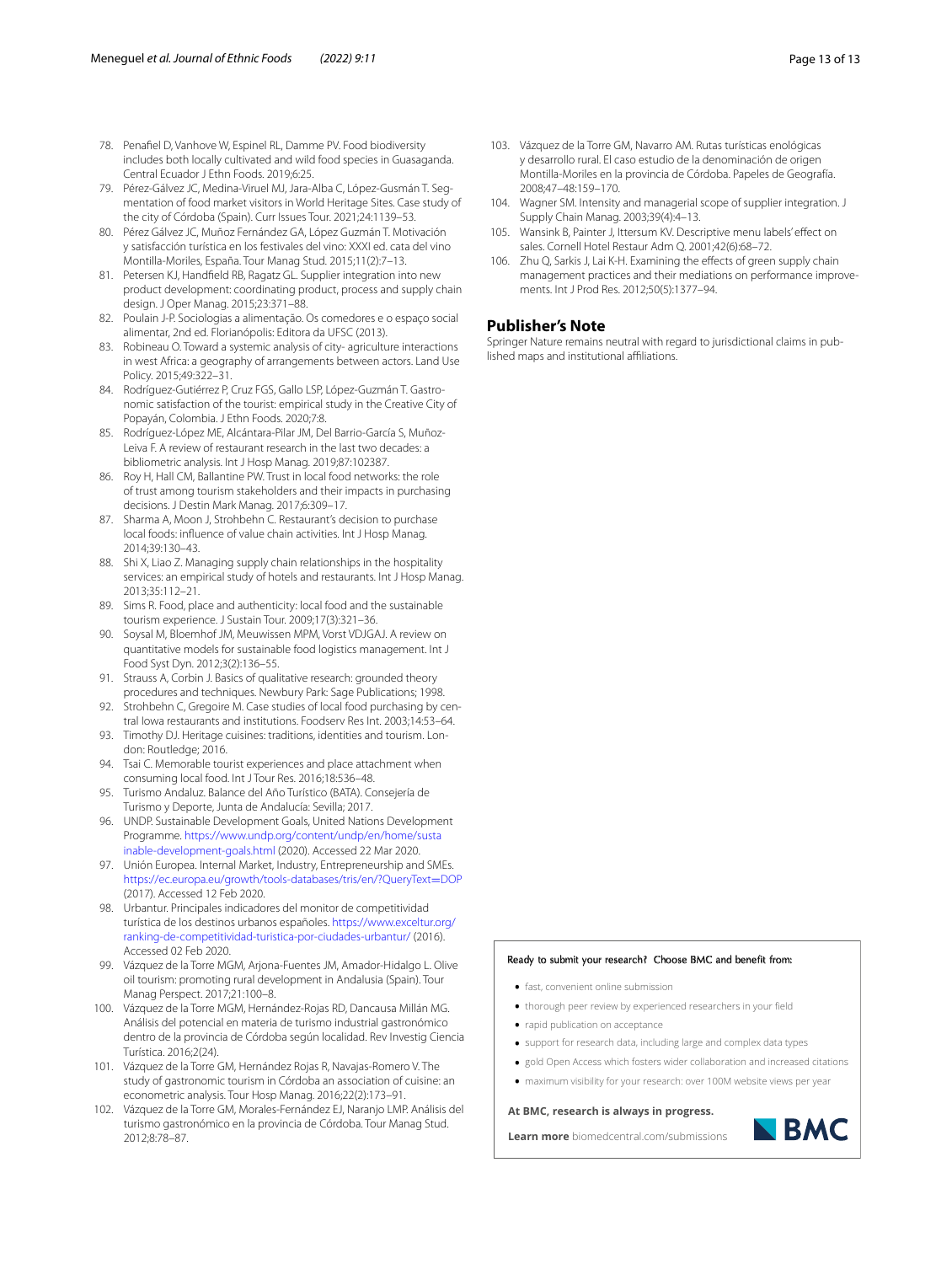78. Penafiel D, Vanhove W, Espinel RL, Damme PV. Food biodiversity includes both locally cultivated and wild food species in Guasaganda. Central Ecuador J Ethn Foods. 2019;6:25.
79. Pérez-Gálvez JC, Medina-Viruel MJ, Jara-Alba C, López-Gusmán T. Segmentation of food market visitors in World Heritage Sites. Case study of the city of Córdoba (Spain). Curr Issues Tour. 2021;24:1139–53.
80. Pérez Gálvez JC, Muñoz Fernández GA, López Guzmán T. Motivación y satisfacción turística en los festivales del vino: XXXI ed. cata del vino Montilla-Moriles, España. Tour Manag Stud. 2015;11(2):7–13.
81. Petersen KJ, Handfield RB, Ragatz GL. Supplier integration into new product development: coordinating product, process and supply chain design. J Oper Manag. 2015;23:371–88.
82. Poulain J-P. Sociologias a alimentação. Os comedores e o espaço social alimentar, 2nd ed. Florianópolis: Editora da UFSC (2013).
83. Robineau O. Toward a systemic analysis of city- agriculture interactions in west Africa: a geography of arrangements between actors. Land Use Policy. 2015;49:322–31.
84. Rodríguez-Gutiérrez P, Cruz FGS, Gallo LSP, López-Guzmán T. Gastronomic satisfaction of the tourist: empirical study in the Creative City of Popayán, Colombia. J Ethn Foods. 2020;7:8.
85. Rodríguez-López ME, Alcántara-Pilar JM, Del Barrio-García S, Muñoz-Leiva F. A review of restaurant research in the last two decades: a bibliometric analysis. Int J Hosp Manag. 2019;87:102387.
86. Roy H, Hall CM, Ballantine PW. Trust in local food networks: the role of trust among tourism stakeholders and their impacts in purchasing decisions. J Destin Mark Manag. 2017;6:309–17.
87. Sharma A, Moon J, Strohbehn C. Restaurant's decision to purchase local foods: influence of value chain activities. Int J Hosp Manag. 2014;39:130–43.
88. Shi X, Liao Z. Managing supply chain relationships in the hospitality services: an empirical study of hotels and restaurants. Int J Hosp Manag. 2013;35:112–21.
89. Sims R. Food, place and authenticity: local food and the sustainable tourism experience. J Sustain Tour. 2009;17(3):321–36.
90. Soysal M, Bloemhof JM, Meuwissen MPM, Vorst VDJGAJ. A review on quantitative models for sustainable food logistics management. Int J Food Syst Dyn. 2012;3(2):136–55.
91. Strauss A, Corbin J. Basics of qualitative research: grounded theory procedures and techniques. Newbury Park: Sage Publications; 1998.
92. Strohbehn C, Gregoire M. Case studies of local food purchasing by central Iowa restaurants and institutions. Foodserv Res Int. 2003;14:53–64.
93. Timothy DJ. Heritage cuisines: traditions, identities and tourism. London: Routledge; 2016.
94. Tsai C. Memorable tourist experiences and place attachment when consuming local food. Int J Tour Res. 2016;18:536–48.
95. Turismo Andaluz. Balance del Año Turístico (BATA). Consejería de Turismo y Deporte, Junta de Andalucía: Sevilla; 2017.
96. UNDP. Sustainable Development Goals, United Nations Development Programme. https://www.undp.org/content/undp/en/home/sustainable-development-goals.html (2020). Accessed 22 Mar 2020.
97. Unión Europea. Internal Market, Industry, Entrepreneurship and SMEs. https://ec.europa.eu/growth/tools-databases/tris/en/?QueryText=DOP (2017). Accessed 12 Feb 2020.
98. Urbantur. Principales indicadores del monitor de competitividad turística de los destinos urbanos españoles. https://www.exceltur.org/ranking-de-competitividad-turistica-por-ciudades-urbantur/ (2016). Accessed 02 Feb 2020.
99. Vázquez de la Torre MGM, Arjona-Fuentes JM, Amador-Hidalgo L. Olive oil tourism: promoting rural development in Andalusia (Spain). Tour Manag Perspect. 2017;21:100–8.
100. Vázquez de la Torre MGM, Hernández-Rojas RD, Dancausa Millán MG. Análisis del potencial en materia de turismo industrial gastronómico dentro de la provincia de Córdoba según localidad. Rev Investig Ciencia Turística. 2016;2(24).
101. Vázquez de la Torre GM, Hernández Rojas R, Navajas-Romero V. The study of gastronomic tourism in Córdoba an association of cuisine: an econometric analysis. Tour Hosp Manag. 2016;22(2):173–91.
102. Vázquez de la Torre GM, Morales-Fernández EJ, Naranjo LMP. Análisis del turismo gastronómico en la provincia de Córdoba. Tour Manag Stud. 2012;8:78–87.
103. Vázquez de la Torre GM, Navarro AM. Rutas turísticas enológicas y desarrollo rural. El caso estudio de la denominación de origen Montilla-Moriles en la provincia de Córdoba. Papeles de Geografía. 2008;47–48:159–170.
104. Wagner SM. Intensity and managerial scope of supplier integration. J Supply Chain Manag. 2003;39(4):4–13.
105. Wansink B, Painter J, Ittersum KV. Descriptive menu labels' effect on sales. Cornell Hotel Restaur Adm Q. 2001;42(6):68–72.
106. Zhu Q, Sarkis J, Lai K-H. Examining the effects of green supply chain management practices and their mediations on performance improvements. Int J Prod Res. 2012;50(5):1377–94.

## Publisher's Note

Springer Nature remains neutral with regard to jurisdictional claims in published maps and institutional affiliations.

Ready to submit your research? Choose BMC and benefit from:

- fast, convenient online submission
- thorough peer review by experienced researchers in your field
- rapid publication on acceptance
- support for research data, including large and complex data types
- gold Open Access which fosters wider collaboration and increased citations
- maximum visibility for your research: over 100M website views per year

**At BMC, research is always in progress.**

**Learn more** biomedcentral.com/submissions

BMC